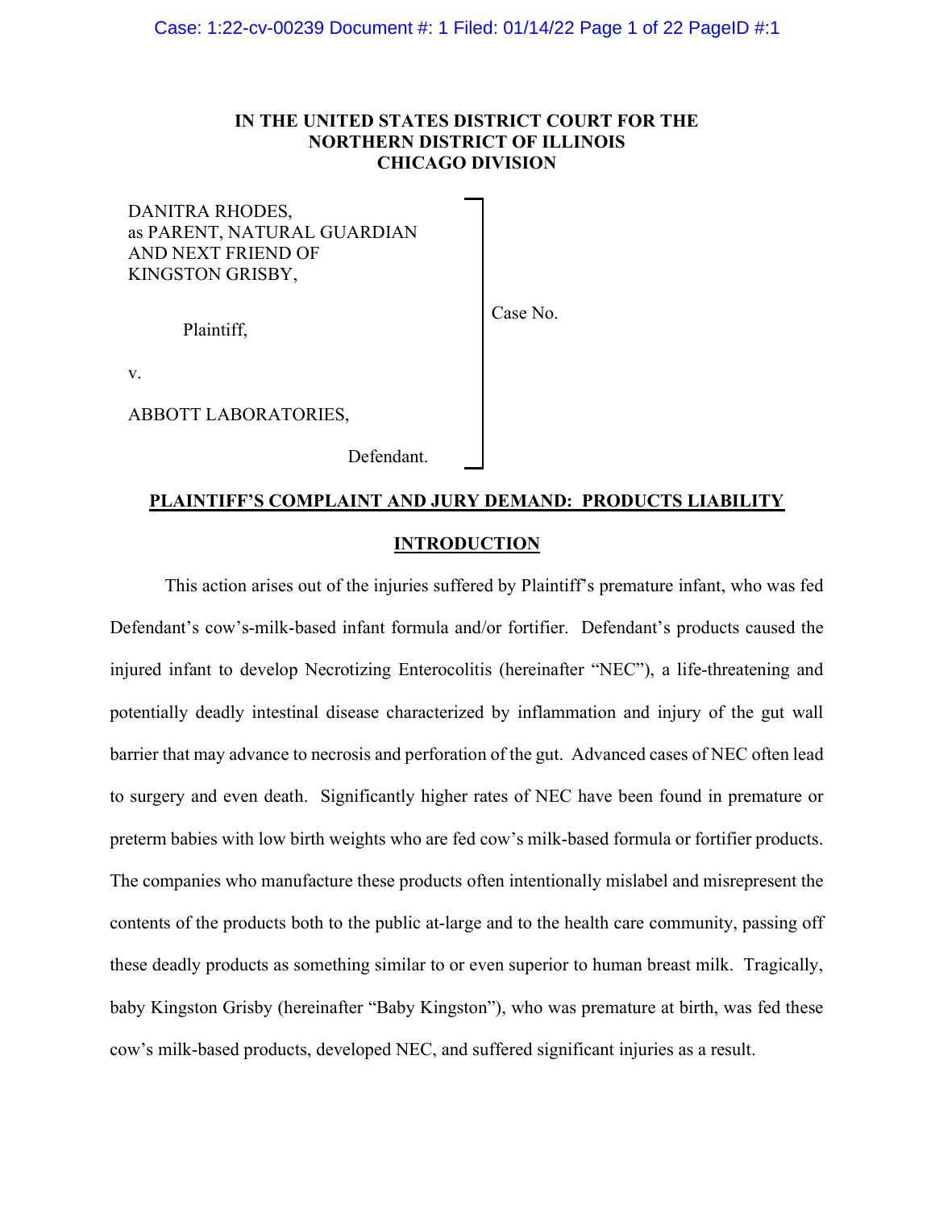**IN THE UNITED STATES DISTRICT COURT FOR THE NORTHERN DISTRICT OF ILLINOIS CHICAGO DIVISION**

DANITRA RHODES,
as PARENT, NATURAL GUARDIAN
AND NEXT FRIEND OF
KINGSTON GRISBY,

Plaintiff,

v.

ABBOTT LABORATORIES,

Defendant.

Case No.

**PLAINTIFF'S COMPLAINT AND JURY DEMAND: PRODUCTS LIABILITY**

**INTRODUCTION**

This action arises out of the injuries suffered by Plaintiff's premature infant, who was fed Defendant's cow's-milk-based infant formula and/or fortifier. Defendant's products caused the injured infant to develop Necrotizing Enterocolitis (hereinafter "NEC"), a life-threatening and potentially deadly intestinal disease characterized by inflammation and injury of the gut wall barrier that may advance to necrosis and perforation of the gut. Advanced cases of NEC often lead to surgery and even death. Significantly higher rates of NEC have been found in premature or preterm babies with low birth weights who are fed cow's milk-based formula or fortifier products. The companies who manufacture these products often intentionally mislabel and misrepresent the contents of the products both to the public at-large and to the health care community, passing off these deadly products as something similar to or even superior to human breast milk. Tragically, baby Kingston Grisby (hereinafter "Baby Kingston"), who was premature at birth, was fed these cow's milk-based products, developed NEC, and suffered significant injuries as a result.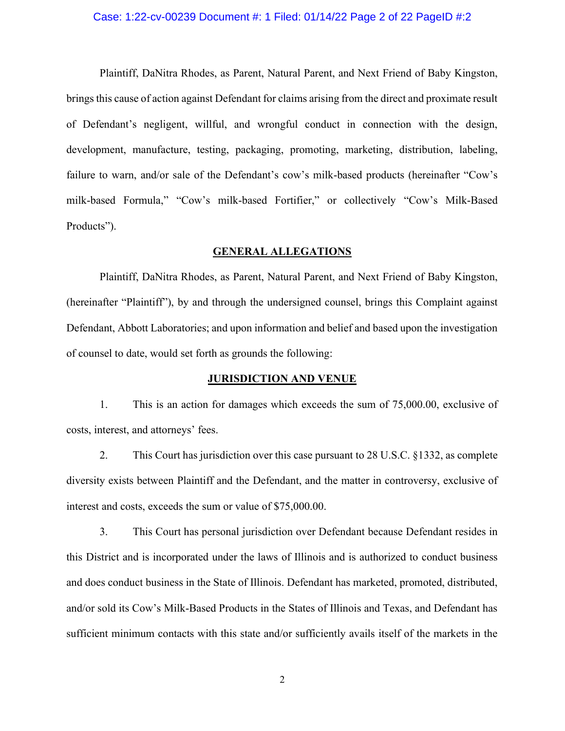Plaintiff, DaNitra Rhodes, as Parent, Natural Parent, and Next Friend of Baby Kingston, brings this cause of action against Defendant for claims arising from the direct and proximate result of Defendant's negligent, willful, and wrongful conduct in connection with the design, development, manufacture, testing, packaging, promoting, marketing, distribution, labeling, failure to warn, and/or sale of the Defendant's cow's milk-based products (hereinafter "Cow's milk-based Formula," "Cow's milk-based Fortifier," or collectively "Cow's Milk-Based Products").

## GENERAL ALLEGATIONS

Plaintiff, DaNitra Rhodes, as Parent, Natural Parent, and Next Friend of Baby Kingston, (hereinafter "Plaintiff"), by and through the undersigned counsel, brings this Complaint against Defendant, Abbott Laboratories; and upon information and belief and based upon the investigation of counsel to date, would set forth as grounds the following:

## JURISDICTION AND VENUE

1. This is an action for damages which exceeds the sum of 75,000.00, exclusive of costs, interest, and attorneys' fees.

2. This Court has jurisdiction over this case pursuant to 28 U.S.C. §1332, as complete diversity exists between Plaintiff and the Defendant, and the matter in controversy, exclusive of interest and costs, exceeds the sum or value of $75,000.00.

3. This Court has personal jurisdiction over Defendant because Defendant resides in this District and is incorporated under the laws of Illinois and is authorized to conduct business and does conduct business in the State of Illinois. Defendant has marketed, promoted, distributed, and/or sold its Cow's Milk-Based Products in the States of Illinois and Texas, and Defendant has sufficient minimum contacts with this state and/or sufficiently avails itself of the markets in the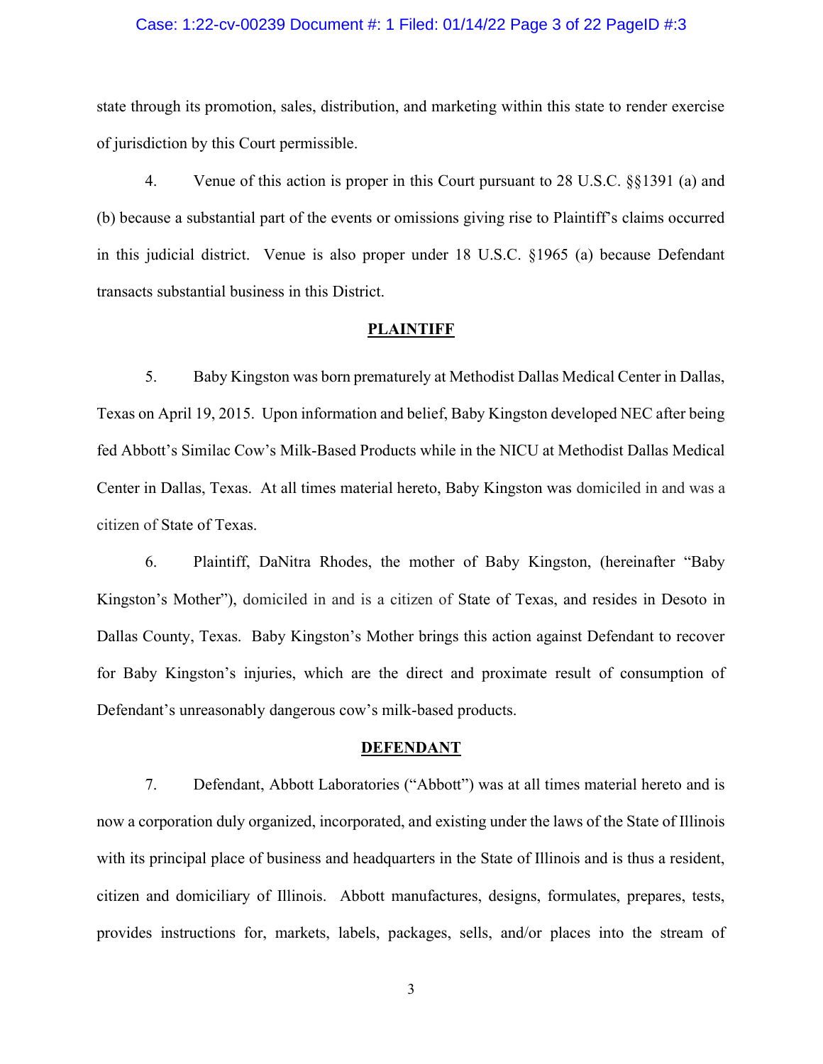state through its promotion, sales, distribution, and marketing within this state to render exercise of jurisdiction by this Court permissible.

4. Venue of this action is proper in this Court pursuant to 28 U.S.C. §§1391 (a) and (b) because a substantial part of the events or omissions giving rise to Plaintiff's claims occurred in this judicial district. Venue is also proper under 18 U.S.C. §1965 (a) because Defendant transacts substantial business in this District.

## PLAINTIFF

5. Baby Kingston was born prematurely at Methodist Dallas Medical Center in Dallas, Texas on April 19, 2015. Upon information and belief, Baby Kingston developed NEC after being fed Abbott's Similac Cow's Milk-Based Products while in the NICU at Methodist Dallas Medical Center in Dallas, Texas. At all times material hereto, Baby Kingston was domiciled in and was a citizen of State of Texas.

6. Plaintiff, DaNitra Rhodes, the mother of Baby Kingston, (hereinafter "Baby Kingston's Mother"), domiciled in and is a citizen of State of Texas, and resides in Desoto in Dallas County, Texas. Baby Kingston's Mother brings this action against Defendant to recover for Baby Kingston's injuries, which are the direct and proximate result of consumption of Defendant's unreasonably dangerous cow's milk-based products.

## DEFENDANT

7. Defendant, Abbott Laboratories ("Abbott") was at all times material hereto and is now a corporation duly organized, incorporated, and existing under the laws of the State of Illinois with its principal place of business and headquarters in the State of Illinois and is thus a resident, citizen and domiciliary of Illinois. Abbott manufactures, designs, formulates, prepares, tests, provides instructions for, markets, labels, packages, sells, and/or places into the stream of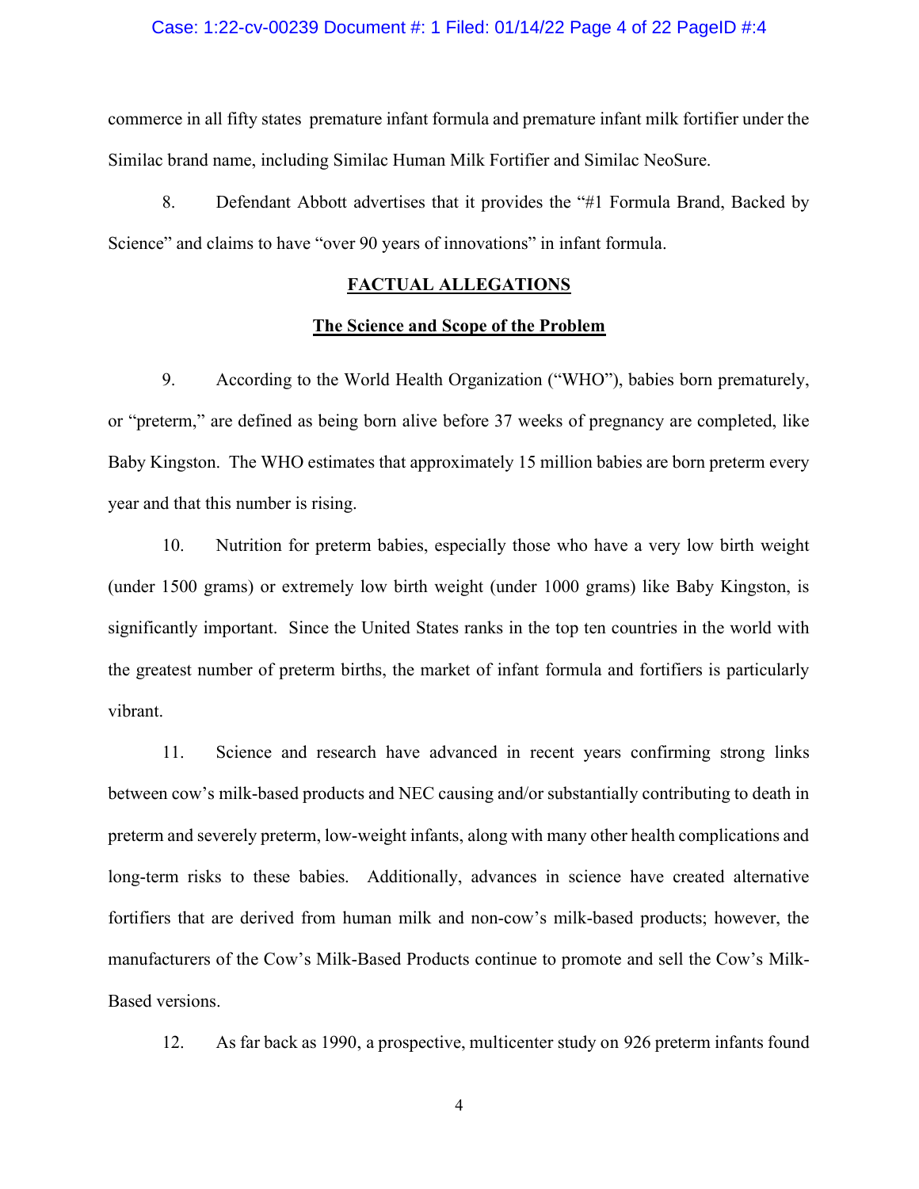commerce in all fifty states premature infant formula and premature infant milk fortifier under the Similac brand name, including Similac Human Milk Fortifier and Similac NeoSure.

8. Defendant Abbott advertises that it provides the "#1 Formula Brand, Backed by Science" and claims to have "over 90 years of innovations" in infant formula.

**FACTUAL ALLEGATIONS**

**The Science and Scope of the Problem**

9. According to the World Health Organization ("WHO"), babies born prematurely, or "preterm," are defined as being born alive before 37 weeks of pregnancy are completed, like Baby Kingston. The WHO estimates that approximately 15 million babies are born preterm every year and that this number is rising.

10. Nutrition for preterm babies, especially those who have a very low birth weight (under 1500 grams) or extremely low birth weight (under 1000 grams) like Baby Kingston, is significantly important. Since the United States ranks in the top ten countries in the world with the greatest number of preterm births, the market of infant formula and fortifiers is particularly vibrant.

11. Science and research have advanced in recent years confirming strong links between cow's milk-based products and NEC causing and/or substantially contributing to death in preterm and severely preterm, low-weight infants, along with many other health complications and long-term risks to these babies. Additionally, advances in science have created alternative fortifiers that are derived from human milk and non-cow's milk-based products; however, the manufacturers of the Cow's Milk-Based Products continue to promote and sell the Cow's Milk-Based versions.

12. As far back as 1990, a prospective, multicenter study on 926 preterm infants found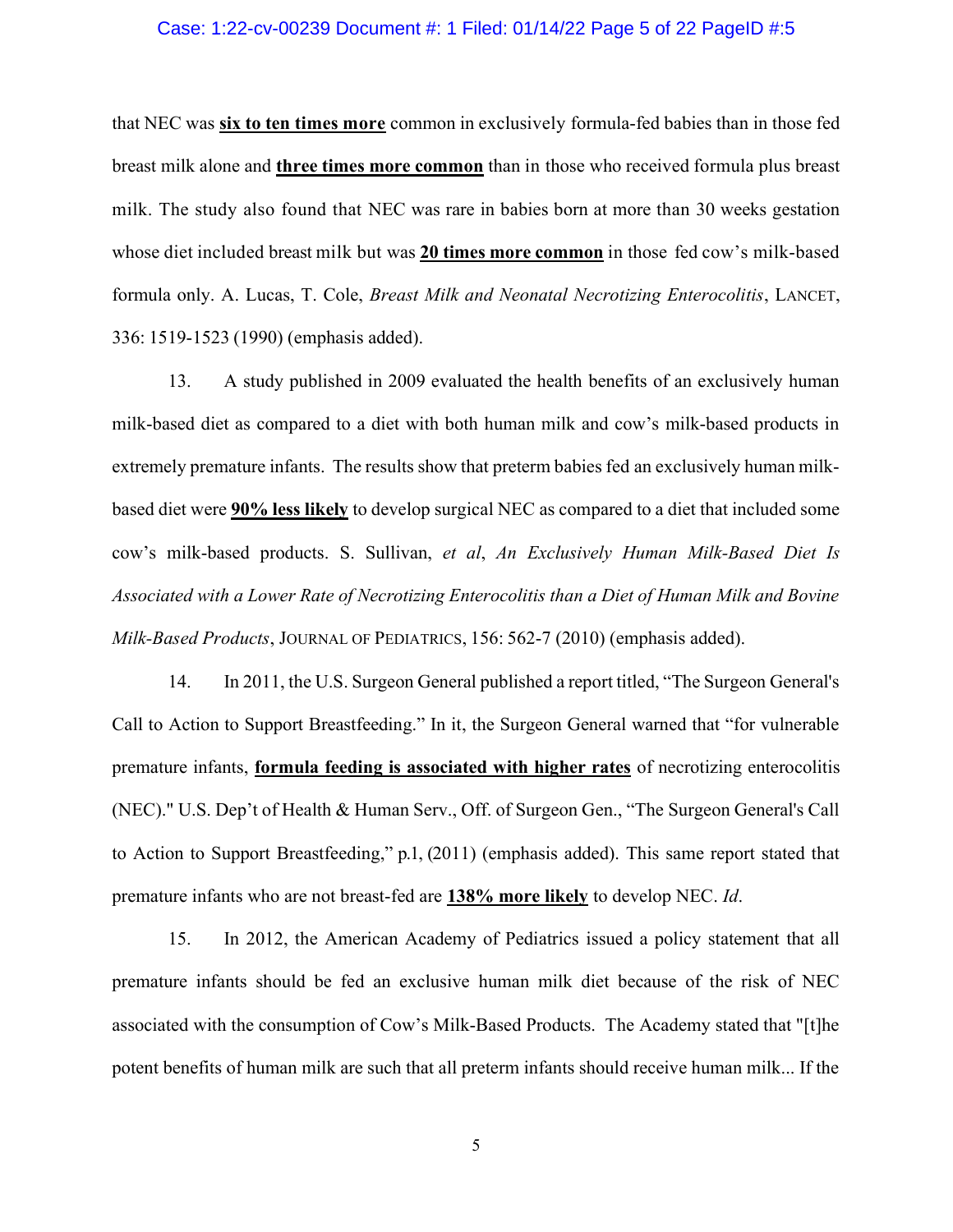that NEC was **six to ten times more** common in exclusively formula-fed babies than in those fed breast milk alone and **three times more common** than in those who received formula plus breast milk. The study also found that NEC was rare in babies born at more than 30 weeks gestation whose diet included breast milk but was **20 times more common** in those fed cow's milk-based formula only. A. Lucas, T. Cole, *Breast Milk and Neonatal Necrotizing Enterocolitis*, LANCET, 336: 1519-1523 (1990) (emphasis added).

13. A study published in 2009 evaluated the health benefits of an exclusively human milk-based diet as compared to a diet with both human milk and cow's milk-based products in extremely premature infants. The results show that preterm babies fed an exclusively human milk-based diet were **90% less likely** to develop surgical NEC as compared to a diet that included some cow's milk-based products. S. Sullivan, *et al*, *An Exclusively Human Milk-Based Diet Is Associated with a Lower Rate of Necrotizing Enterocolitis than a Diet of Human Milk and Bovine Milk-Based Products*, JOURNAL OF PEDIATRICS, 156: 562-7 (2010) (emphasis added).

14. In 2011, the U.S. Surgeon General published a report titled, "The Surgeon General's Call to Action to Support Breastfeeding." In it, the Surgeon General warned that "for vulnerable premature infants, **formula feeding is associated with higher rates** of necrotizing enterocolitis (NEC)." U.S. Dep't of Health & Human Serv., Off. of Surgeon Gen., "The Surgeon General's Call to Action to Support Breastfeeding," p.1, (2011) (emphasis added). This same report stated that premature infants who are not breast-fed are **138% more likely** to develop NEC. *Id*.

15. In 2012, the American Academy of Pediatrics issued a policy statement that all premature infants should be fed an exclusive human milk diet because of the risk of NEC associated with the consumption of Cow's Milk-Based Products. The Academy stated that "[t]he potent benefits of human milk are such that all preterm infants should receive human milk... If the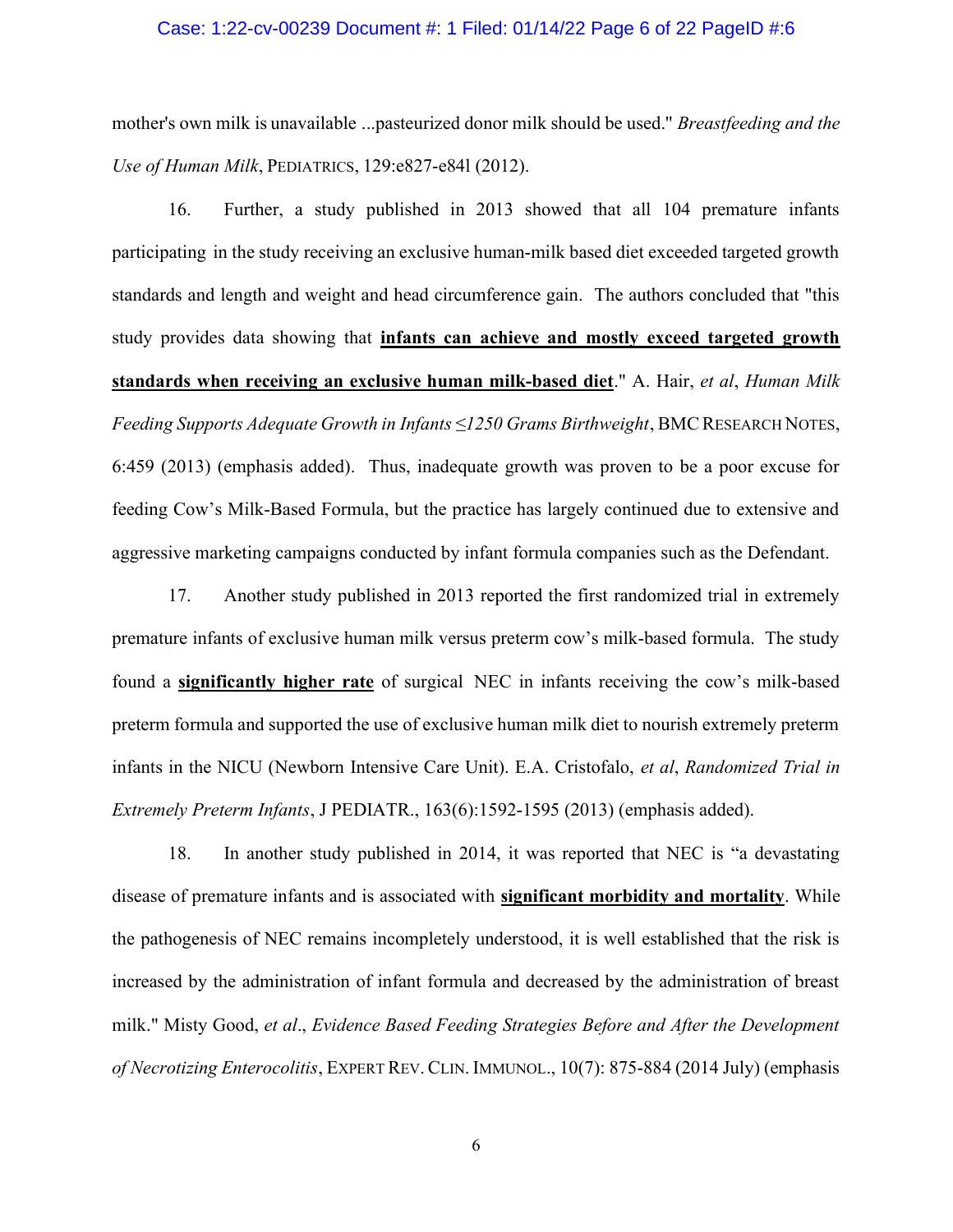mother's own milk is unavailable ...pasteurized donor milk should be used." *Breastfeeding and the Use of Human Milk*, PEDIATRICS, 129:e827-e84l (2012).

16. Further, a study published in 2013 showed that all 104 premature infants participating in the study receiving an exclusive human-milk based diet exceeded targeted growth standards and length and weight and head circumference gain. The authors concluded that "this study provides data showing that **<u>infants can achieve and mostly exceed targeted growth standards when receiving an exclusive human milk-based diet</u>**." A. Hair, *et al*, *Human Milk Feeding Supports Adequate Growth in Infants ≤1250 Grams Birthweight*, BMC RESEARCH NOTES, 6:459 (2013) (emphasis added). Thus, inadequate growth was proven to be a poor excuse for feeding Cow's Milk-Based Formula, but the practice has largely continued due to extensive and aggressive marketing campaigns conducted by infant formula companies such as the Defendant.

17. Another study published in 2013 reported the first randomized trial in extremely premature infants of exclusive human milk versus preterm cow's milk-based formula. The study found a **<u>significantly higher rate</u>** of surgical NEC in infants receiving the cow's milk-based preterm formula and supported the use of exclusive human milk diet to nourish extremely preterm infants in the NICU (Newborn Intensive Care Unit). E.A. Cristofalo, *et al*, *Randomized Trial in Extremely Preterm Infants*, J PEDIATR., 163(6):1592-1595 (2013) (emphasis added).

18. In another study published in 2014, it was reported that NEC is "a devastating disease of premature infants and is associated with **<u>significant morbidity and mortality</u>**. While the pathogenesis of NEC remains incompletely understood, it is well established that the risk is increased by the administration of infant formula and decreased by the administration of breast milk." Misty Good, *et al*., *Evidence Based Feeding Strategies Before and After the Development of Necrotizing Enterocolitis*, EXPERT REV. CLIN. IMMUNOL., 10(7): 875-884 (2014 July) (emphasis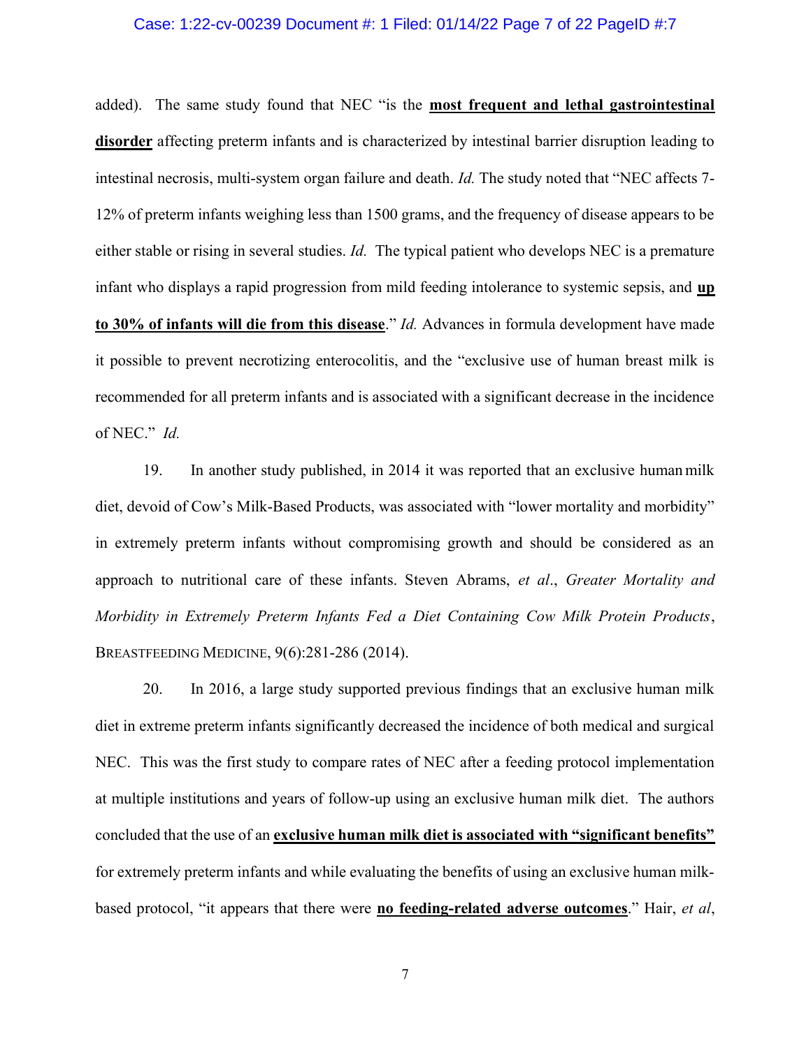added). The same study found that NEC "is the **most frequent and lethal gastrointestinal disorder** affecting preterm infants and is characterized by intestinal barrier disruption leading to intestinal necrosis, multi-system organ failure and death. *Id.* The study noted that "NEC affects 7-12% of preterm infants weighing less than 1500 grams, and the frequency of disease appears to be either stable or rising in several studies. *Id.* The typical patient who develops NEC is a premature infant who displays a rapid progression from mild feeding intolerance to systemic sepsis, and **up to 30% of infants will die from this disease**." *Id.* Advances in formula development have made it possible to prevent necrotizing enterocolitis, and the "exclusive use of human breast milk is recommended for all preterm infants and is associated with a significant decrease in the incidence of NEC." *Id.*

19. In another study published, in 2014 it was reported that an exclusive human milk diet, devoid of Cow's Milk-Based Products, was associated with "lower mortality and morbidity" in extremely preterm infants without compromising growth and should be considered as an approach to nutritional care of these infants. Steven Abrams, *et al*., *Greater Mortality and Morbidity in Extremely Preterm Infants Fed a Diet Containing Cow Milk Protein Products*, BREASTFEEDING MEDICINE, 9(6):281-286 (2014).

20. In 2016, a large study supported previous findings that an exclusive human milk diet in extreme preterm infants significantly decreased the incidence of both medical and surgical NEC. This was the first study to compare rates of NEC after a feeding protocol implementation at multiple institutions and years of follow-up using an exclusive human milk diet. The authors concluded that the use of an **exclusive human milk diet is associated with "significant benefits"** for extremely preterm infants and while evaluating the benefits of using an exclusive human milk-based protocol, "it appears that there were **no feeding-related adverse outcomes**." Hair, *et al*,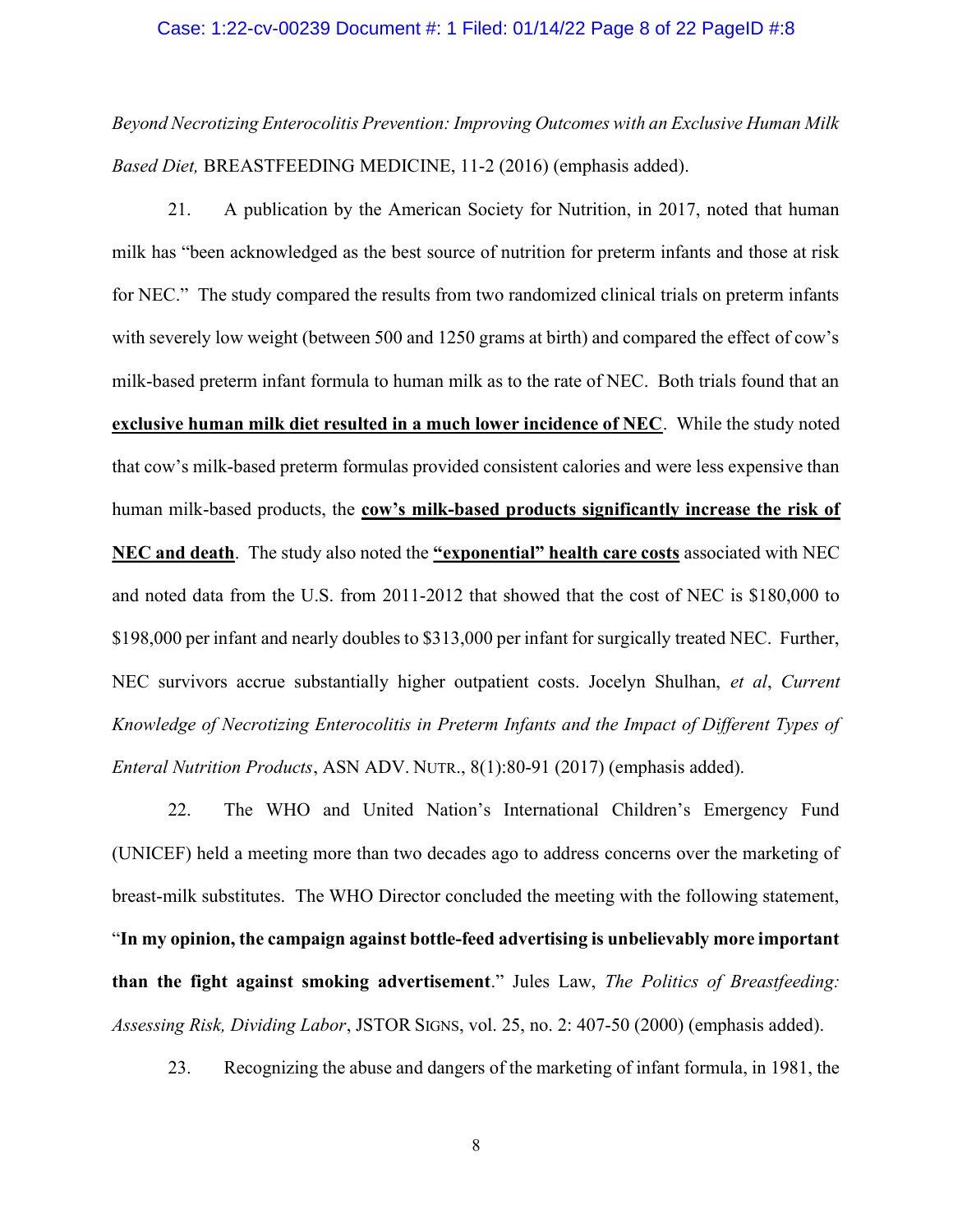*Beyond Necrotizing Enterocolitis Prevention: Improving Outcomes with an Exclusive Human Milk Based Diet,* BREASTFEEDING MEDICINE, 11-2 (2016) (emphasis added).

21. A publication by the American Society for Nutrition, in 2017, noted that human milk has "been acknowledged as the best source of nutrition for preterm infants and those at risk for NEC." The study compared the results from two randomized clinical trials on preterm infants with severely low weight (between 500 and 1250 grams at birth) and compared the effect of cow's milk-based preterm infant formula to human milk as to the rate of NEC. Both trials found that an **<u>exclusive human milk diet resulted in a much lower incidence of NEC</u>**. While the study noted that cow's milk-based preterm formulas provided consistent calories and were less expensive than human milk-based products, the **<u>cow's milk-based products significantly increase the risk of NEC and death</u>**. The study also noted the **<u>"exponential" health care costs</u>** associated with NEC and noted data from the U.S. from 2011-2012 that showed that the cost of NEC is $180,000 to $198,000 per infant and nearly doubles to $313,000 per infant for surgically treated NEC. Further, NEC survivors accrue substantially higher outpatient costs. Jocelyn Shulhan, *et al*, *Current Knowledge of Necrotizing Enterocolitis in Preterm Infants and the Impact of Different Types of Enteral Nutrition Products*, ASN ADV. NUTR., 8(1):80-91 (2017) (emphasis added).

22. The WHO and United Nation's International Children's Emergency Fund (UNICEF) held a meeting more than two decades ago to address concerns over the marketing of breast-milk substitutes. The WHO Director concluded the meeting with the following statement, "**In my opinion, the campaign against bottle-feed advertising is unbelievably more important than the fight against smoking advertisement**." Jules Law, *The Politics of Breastfeeding: Assessing Risk, Dividing Labor*, JSTOR SIGNS, vol. 25, no. 2: 407-50 (2000) (emphasis added).

23. Recognizing the abuse and dangers of the marketing of infant formula, in 1981, the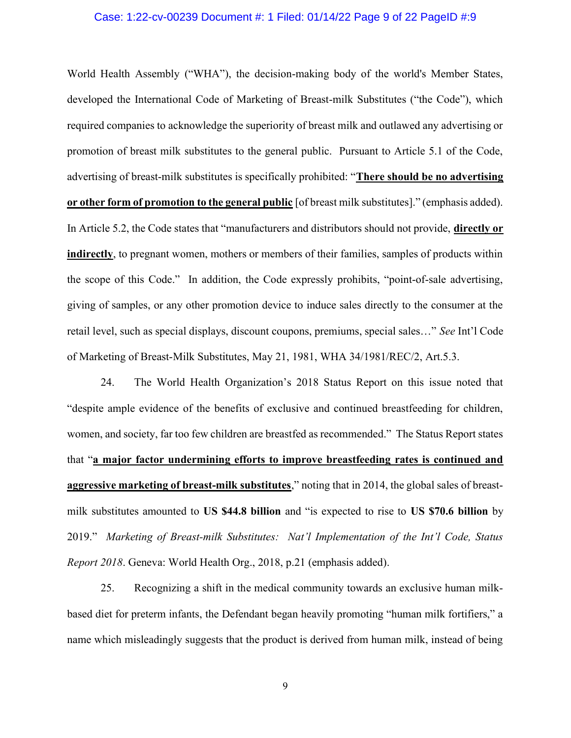World Health Assembly ("WHA"), the decision-making body of the world's Member States, developed the International Code of Marketing of Breast-milk Substitutes ("the Code"), which required companies to acknowledge the superiority of breast milk and outlawed any advertising or promotion of breast milk substitutes to the general public. Pursuant to Article 5.1 of the Code, advertising of breast-milk substitutes is specifically prohibited: "**<u>There should be no advertising or other form of promotion to the general public</u>** [of breast milk substitutes]." (emphasis added). In Article 5.2, the Code states that "manufacturers and distributors should not provide, **<u>directly or indirectly</u>**, to pregnant women, mothers or members of their families, samples of products within the scope of this Code." In addition, the Code expressly prohibits, "point-of-sale advertising, giving of samples, or any other promotion device to induce sales directly to the consumer at the retail level, such as special displays, discount coupons, premiums, special sales…" *See* Int'l Code of Marketing of Breast-Milk Substitutes, May 21, 1981, WHA 34/1981/REC/2, Art.5.3.

24. The World Health Organization's 2018 Status Report on this issue noted that "despite ample evidence of the benefits of exclusive and continued breastfeeding for children, women, and society, far too few children are breastfed as recommended." The Status Report states that "**<u>a major factor undermining efforts to improve breastfeeding rates is continued and aggressive marketing of breast-milk substitutes</u>**," noting that in 2014, the global sales of breast-milk substitutes amounted to **US $44.8 billion** and "is expected to rise to **US $70.6 billion** by 2019." *Marketing of Breast-milk Substitutes: Nat'l Implementation of the Int'l Code, Status Report 2018*. Geneva: World Health Org., 2018, p.21 (emphasis added).

25. Recognizing a shift in the medical community towards an exclusive human milk-based diet for preterm infants, the Defendant began heavily promoting "human milk fortifiers," a name which misleadingly suggests that the product is derived from human milk, instead of being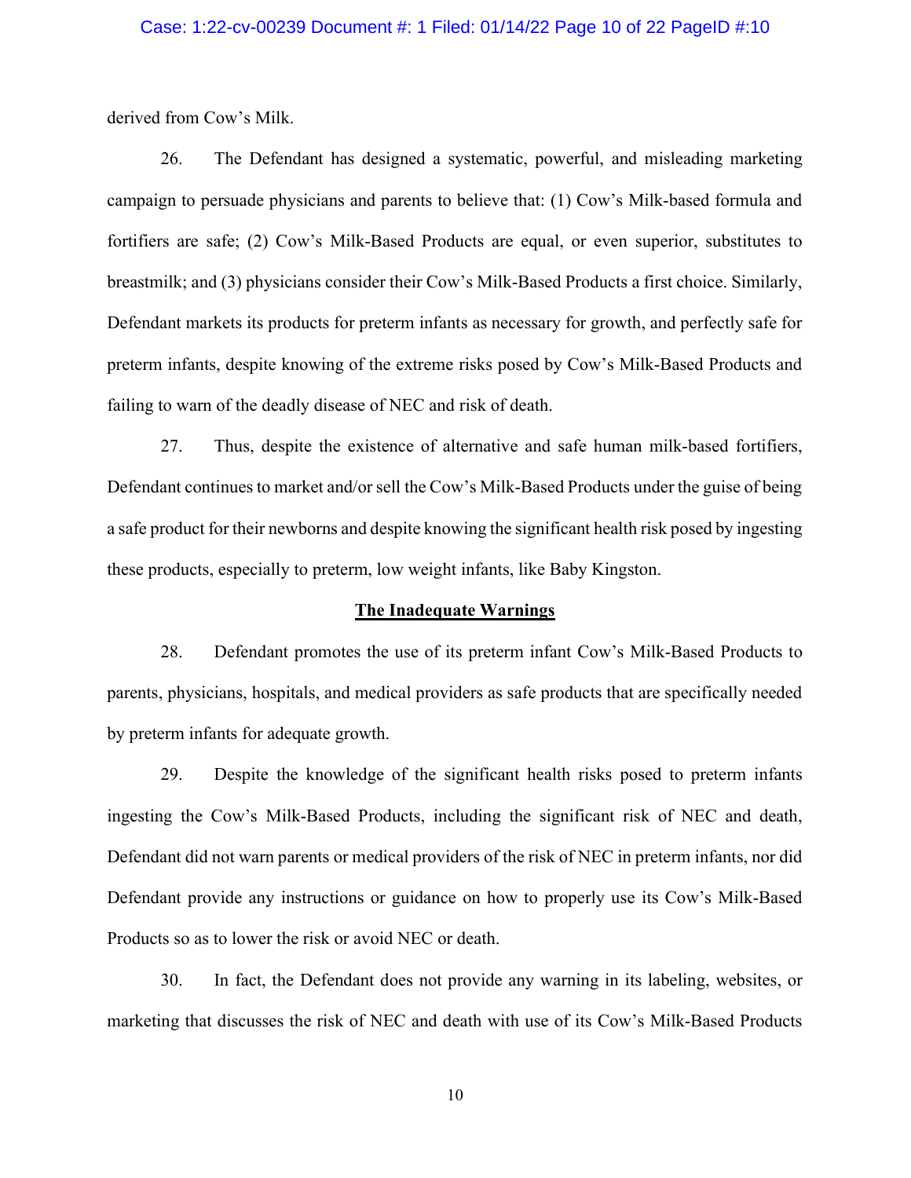derived from Cow's Milk.

26. The Defendant has designed a systematic, powerful, and misleading marketing campaign to persuade physicians and parents to believe that: (1) Cow's Milk-based formula and fortifiers are safe; (2) Cow's Milk-Based Products are equal, or even superior, substitutes to breastmilk; and (3) physicians consider their Cow's Milk-Based Products a first choice. Similarly, Defendant markets its products for preterm infants as necessary for growth, and perfectly safe for preterm infants, despite knowing of the extreme risks posed by Cow's Milk-Based Products and failing to warn of the deadly disease of NEC and risk of death.

27. Thus, despite the existence of alternative and safe human milk-based fortifiers, Defendant continues to market and/or sell the Cow's Milk-Based Products under the guise of being a safe product for their newborns and despite knowing the significant health risk posed by ingesting these products, especially to preterm, low weight infants, like Baby Kingston.

**The Inadequate Warnings**

28. Defendant promotes the use of its preterm infant Cow's Milk-Based Products to parents, physicians, hospitals, and medical providers as safe products that are specifically needed by preterm infants for adequate growth.

29. Despite the knowledge of the significant health risks posed to preterm infants ingesting the Cow's Milk-Based Products, including the significant risk of NEC and death, Defendant did not warn parents or medical providers of the risk of NEC in preterm infants, nor did Defendant provide any instructions or guidance on how to properly use its Cow's Milk-Based Products so as to lower the risk or avoid NEC or death.

30. In fact, the Defendant does not provide any warning in its labeling, websites, or marketing that discusses the risk of NEC and death with use of its Cow's Milk-Based Products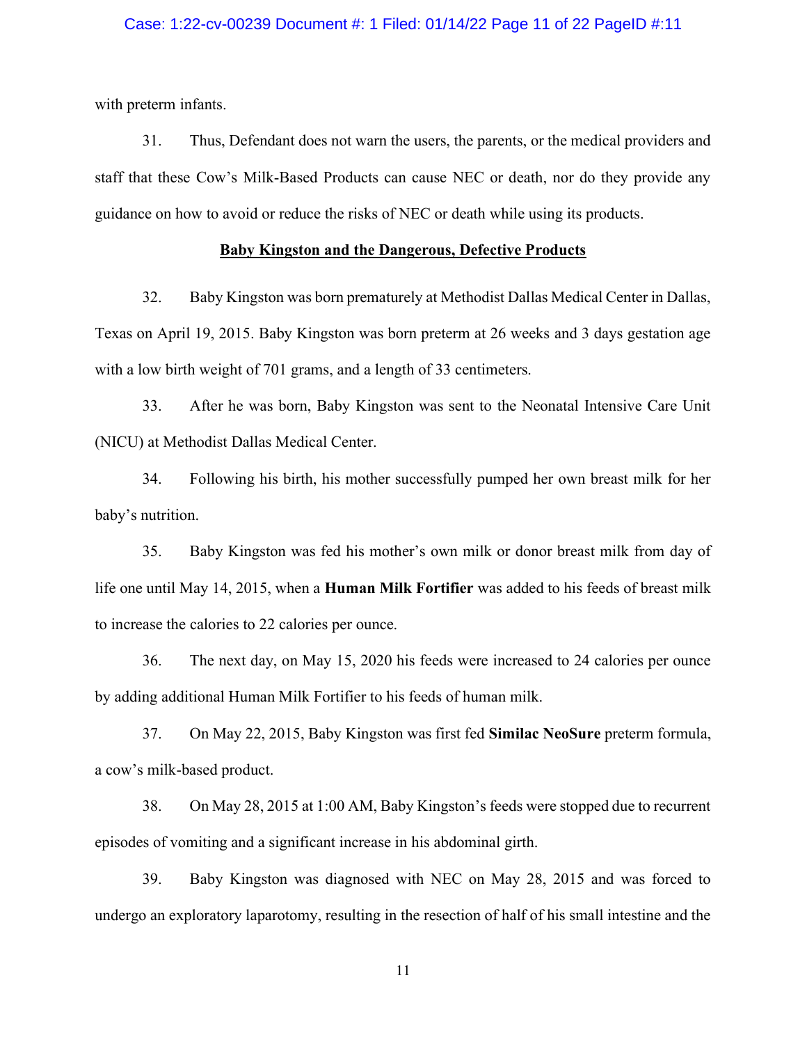with preterm infants.

31. Thus, Defendant does not warn the users, the parents, or the medical providers and staff that these Cow's Milk-Based Products can cause NEC or death, nor do they provide any guidance on how to avoid or reduce the risks of NEC or death while using its products.

**Baby Kingston and the Dangerous, Defective Products**

32. Baby Kingston was born prematurely at Methodist Dallas Medical Center in Dallas, Texas on April 19, 2015. Baby Kingston was born preterm at 26 weeks and 3 days gestation age with a low birth weight of 701 grams, and a length of 33 centimeters.

33. After he was born, Baby Kingston was sent to the Neonatal Intensive Care Unit (NICU) at Methodist Dallas Medical Center.

34. Following his birth, his mother successfully pumped her own breast milk for her baby's nutrition.

35. Baby Kingston was fed his mother's own milk or donor breast milk from day of life one until May 14, 2015, when a **Human Milk Fortifier** was added to his feeds of breast milk to increase the calories to 22 calories per ounce.

36. The next day, on May 15, 2020 his feeds were increased to 24 calories per ounce by adding additional Human Milk Fortifier to his feeds of human milk.

37. On May 22, 2015, Baby Kingston was first fed **Similac NeoSure** preterm formula, a cow's milk-based product.

38. On May 28, 2015 at 1:00 AM, Baby Kingston's feeds were stopped due to recurrent episodes of vomiting and a significant increase in his abdominal girth.

39. Baby Kingston was diagnosed with NEC on May 28, 2015 and was forced to undergo an exploratory laparotomy, resulting in the resection of half of his small intestine and the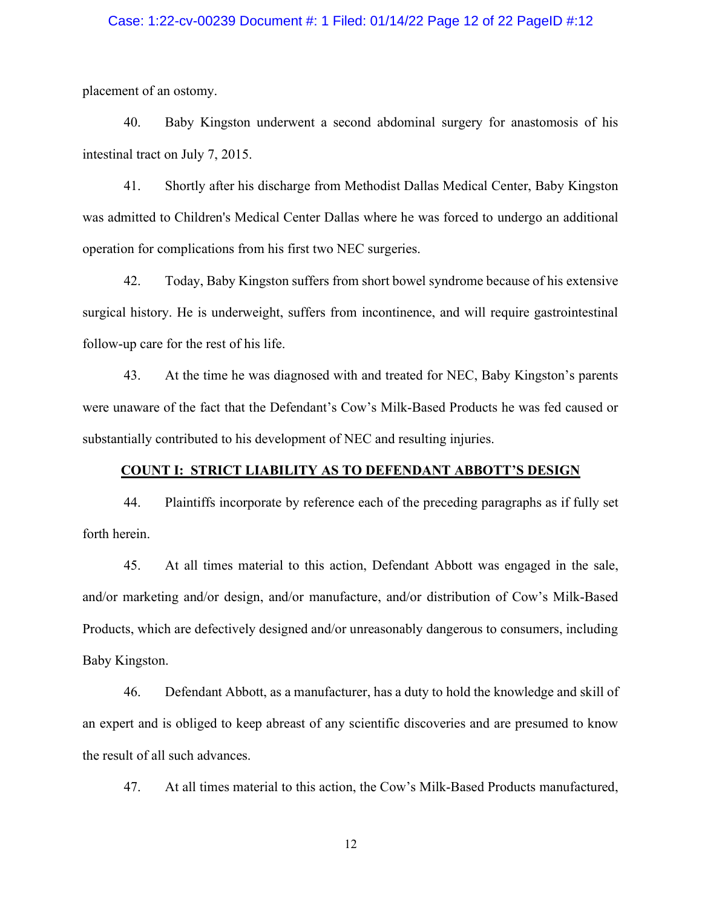placement of an ostomy.

40. Baby Kingston underwent a second abdominal surgery for anastomosis of his intestinal tract on July 7, 2015.

41. Shortly after his discharge from Methodist Dallas Medical Center, Baby Kingston was admitted to Children's Medical Center Dallas where he was forced to undergo an additional operation for complications from his first two NEC surgeries.

42. Today, Baby Kingston suffers from short bowel syndrome because of his extensive surgical history. He is underweight, suffers from incontinence, and will require gastrointestinal follow-up care for the rest of his life.

43. At the time he was diagnosed with and treated for NEC, Baby Kingston's parents were unaware of the fact that the Defendant's Cow's Milk-Based Products he was fed caused or substantially contributed to his development of NEC and resulting injuries.

**COUNT I: STRICT LIABILITY AS TO DEFENDANT ABBOTT'S DESIGN**

44. Plaintiffs incorporate by reference each of the preceding paragraphs as if fully set forth herein.

45. At all times material to this action, Defendant Abbott was engaged in the sale, and/or marketing and/or design, and/or manufacture, and/or distribution of Cow's Milk-Based Products, which are defectively designed and/or unreasonably dangerous to consumers, including Baby Kingston.

46. Defendant Abbott, as a manufacturer, has a duty to hold the knowledge and skill of an expert and is obliged to keep abreast of any scientific discoveries and are presumed to know the result of all such advances.

47. At all times material to this action, the Cow's Milk-Based Products manufactured,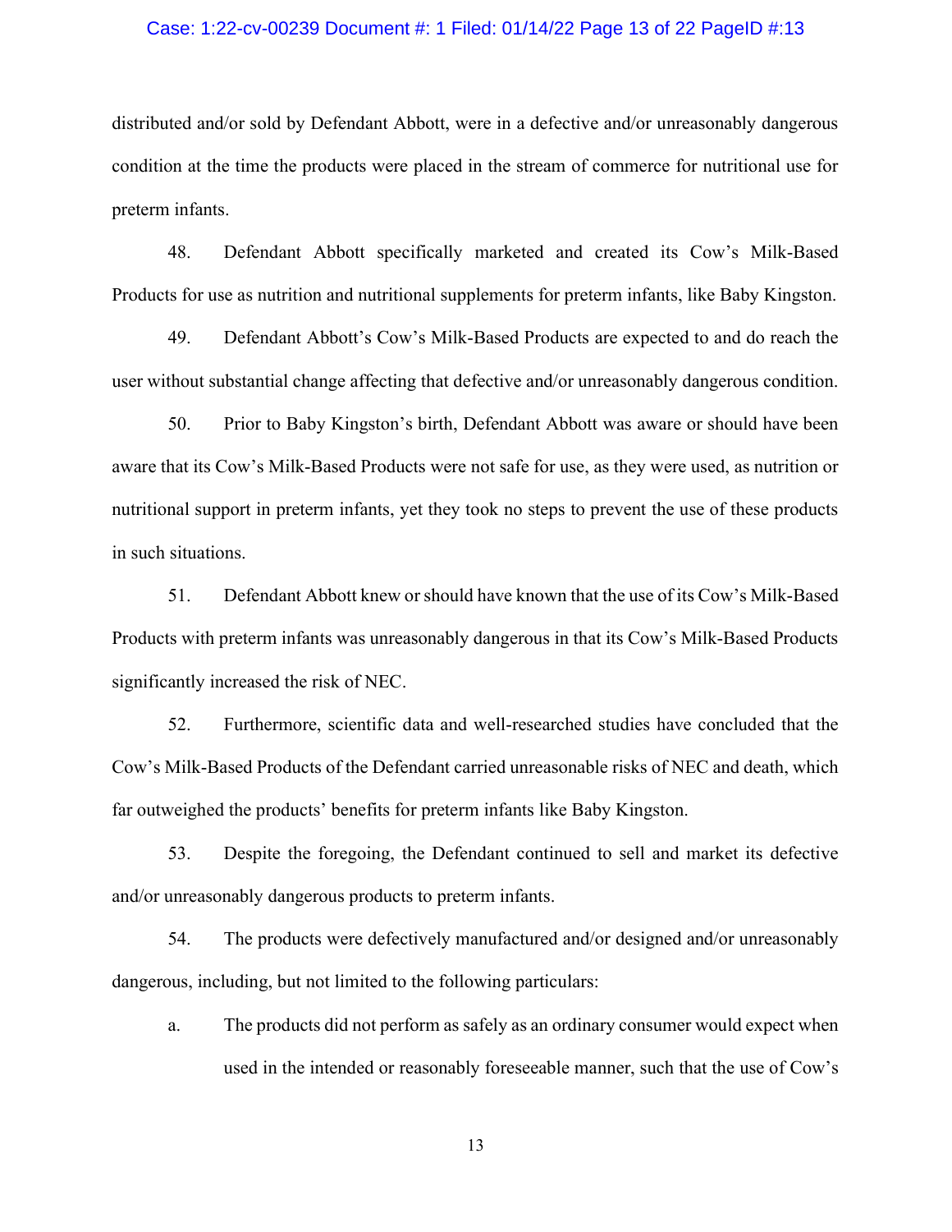distributed and/or sold by Defendant Abbott, were in a defective and/or unreasonably dangerous condition at the time the products were placed in the stream of commerce for nutritional use for preterm infants.

48. Defendant Abbott specifically marketed and created its Cow's Milk-Based Products for use as nutrition and nutritional supplements for preterm infants, like Baby Kingston.

49. Defendant Abbott's Cow's Milk-Based Products are expected to and do reach the user without substantial change affecting that defective and/or unreasonably dangerous condition.

50. Prior to Baby Kingston's birth, Defendant Abbott was aware or should have been aware that its Cow's Milk-Based Products were not safe for use, as they were used, as nutrition or nutritional support in preterm infants, yet they took no steps to prevent the use of these products in such situations.

51. Defendant Abbott knew or should have known that the use of its Cow's Milk-Based Products with preterm infants was unreasonably dangerous in that its Cow's Milk-Based Products significantly increased the risk of NEC.

52. Furthermore, scientific data and well-researched studies have concluded that the Cow's Milk-Based Products of the Defendant carried unreasonable risks of NEC and death, which far outweighed the products' benefits for preterm infants like Baby Kingston.

53. Despite the foregoing, the Defendant continued to sell and market its defective and/or unreasonably dangerous products to preterm infants.

54. The products were defectively manufactured and/or designed and/or unreasonably dangerous, including, but not limited to the following particulars:

a. The products did not perform as safely as an ordinary consumer would expect when used in the intended or reasonably foreseeable manner, such that the use of Cow's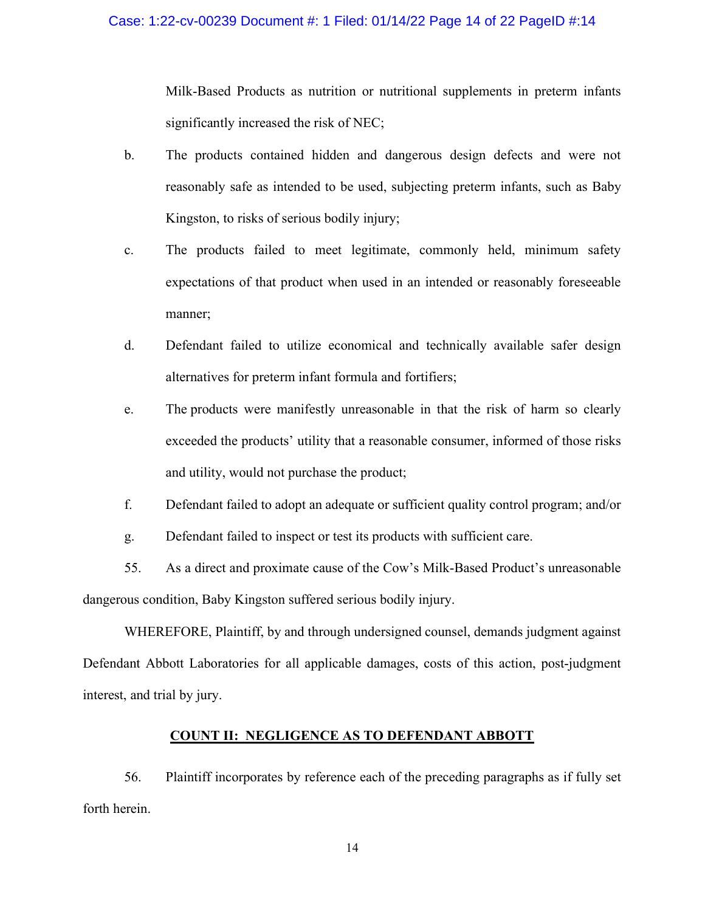Milk-Based Products as nutrition or nutritional supplements in preterm infants significantly increased the risk of NEC;

b. The products contained hidden and dangerous design defects and were not reasonably safe as intended to be used, subjecting preterm infants, such as Baby Kingston, to risks of serious bodily injury;

c. The products failed to meet legitimate, commonly held, minimum safety expectations of that product when used in an intended or reasonably foreseeable manner;

d. Defendant failed to utilize economical and technically available safer design alternatives for preterm infant formula and fortifiers;

e. The products were manifestly unreasonable in that the risk of harm so clearly exceeded the products' utility that a reasonable consumer, informed of those risks and utility, would not purchase the product;

f. Defendant failed to adopt an adequate or sufficient quality control program; and/or

g. Defendant failed to inspect or test its products with sufficient care.

55. As a direct and proximate cause of the Cow's Milk-Based Product's unreasonable dangerous condition, Baby Kingston suffered serious bodily injury.

WHEREFORE, Plaintiff, by and through undersigned counsel, demands judgment against Defendant Abbott Laboratories for all applicable damages, costs of this action, post-judgment interest, and trial by jury.

## **COUNT II: NEGLIGENCE AS TO DEFENDANT ABBOTT**

56. Plaintiff incorporates by reference each of the preceding paragraphs as if fully set forth herein.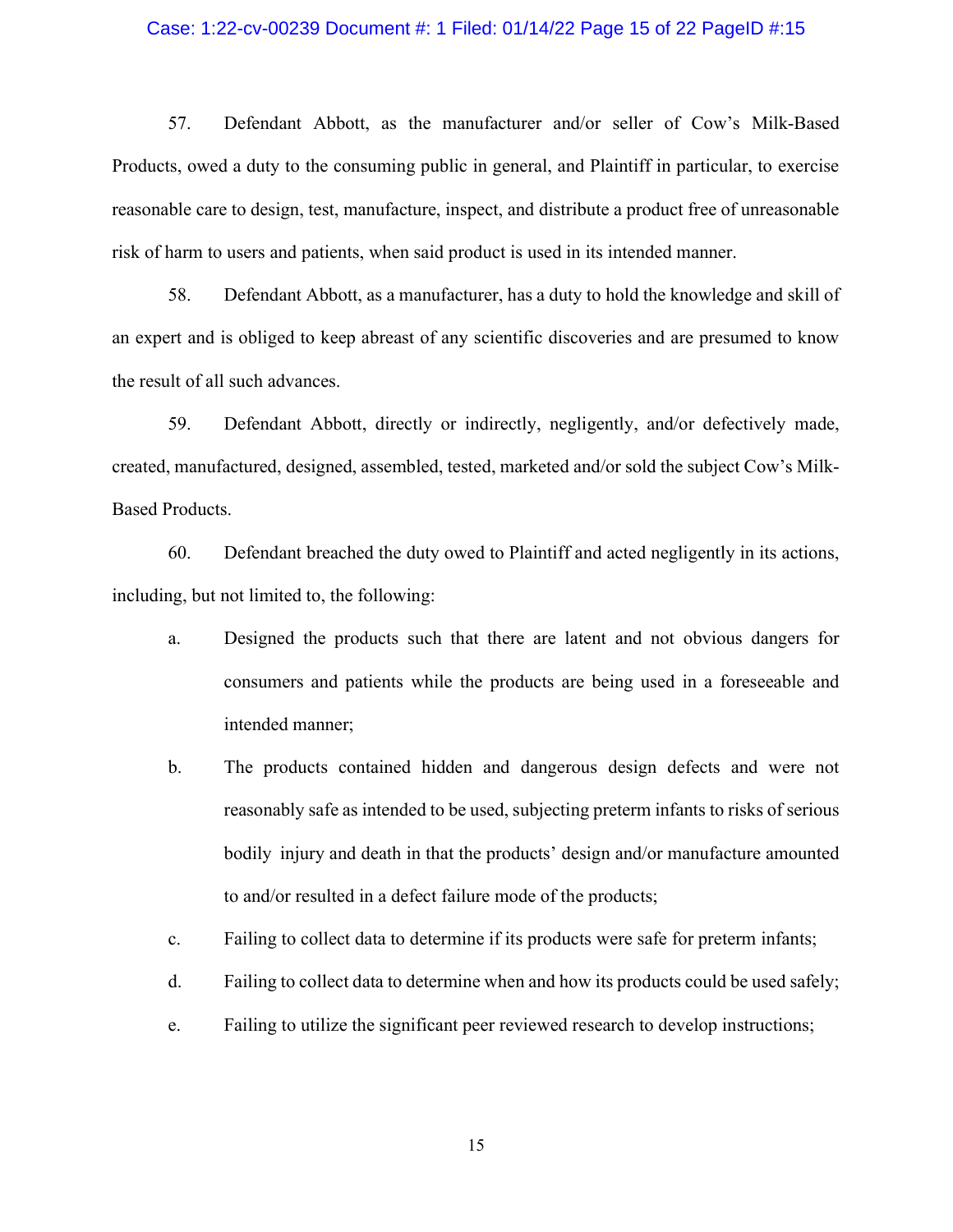57. Defendant Abbott, as the manufacturer and/or seller of Cow's Milk-Based Products, owed a duty to the consuming public in general, and Plaintiff in particular, to exercise reasonable care to design, test, manufacture, inspect, and distribute a product free of unreasonable risk of harm to users and patients, when said product is used in its intended manner.

58. Defendant Abbott, as a manufacturer, has a duty to hold the knowledge and skill of an expert and is obliged to keep abreast of any scientific discoveries and are presumed to know the result of all such advances.

59. Defendant Abbott, directly or indirectly, negligently, and/or defectively made, created, manufactured, designed, assembled, tested, marketed and/or sold the subject Cow's Milk-Based Products.

60. Defendant breached the duty owed to Plaintiff and acted negligently in its actions, including, but not limited to, the following:

a. Designed the products such that there are latent and not obvious dangers for consumers and patients while the products are being used in a foreseeable and intended manner;

b. The products contained hidden and dangerous design defects and were not reasonably safe as intended to be used, subjecting preterm infants to risks of serious bodily injury and death in that the products' design and/or manufacture amounted to and/or resulted in a defect failure mode of the products;

c. Failing to collect data to determine if its products were safe for preterm infants;

d. Failing to collect data to determine when and how its products could be used safely;

e. Failing to utilize the significant peer reviewed research to develop instructions;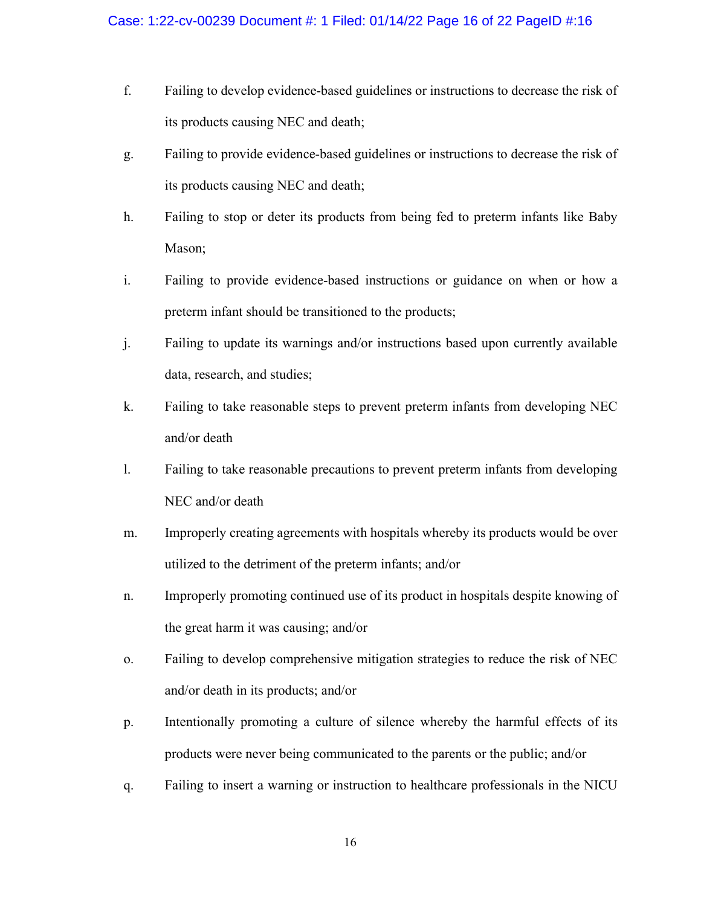f. Failing to develop evidence-based guidelines or instructions to decrease the risk of its products causing NEC and death;

g. Failing to provide evidence-based guidelines or instructions to decrease the risk of its products causing NEC and death;

h. Failing to stop or deter its products from being fed to preterm infants like Baby Mason;

i. Failing to provide evidence-based instructions or guidance on when or how a preterm infant should be transitioned to the products;

j. Failing to update its warnings and/or instructions based upon currently available data, research, and studies;

k. Failing to take reasonable steps to prevent preterm infants from developing NEC and/or death

l. Failing to take reasonable precautions to prevent preterm infants from developing NEC and/or death

m. Improperly creating agreements with hospitals whereby its products would be over utilized to the detriment of the preterm infants; and/or

n. Improperly promoting continued use of its product in hospitals despite knowing of the great harm it was causing; and/or

o. Failing to develop comprehensive mitigation strategies to reduce the risk of NEC and/or death in its products; and/or

p. Intentionally promoting a culture of silence whereby the harmful effects of its products were never being communicated to the parents or the public; and/or

q. Failing to insert a warning or instruction to healthcare professionals in the NICU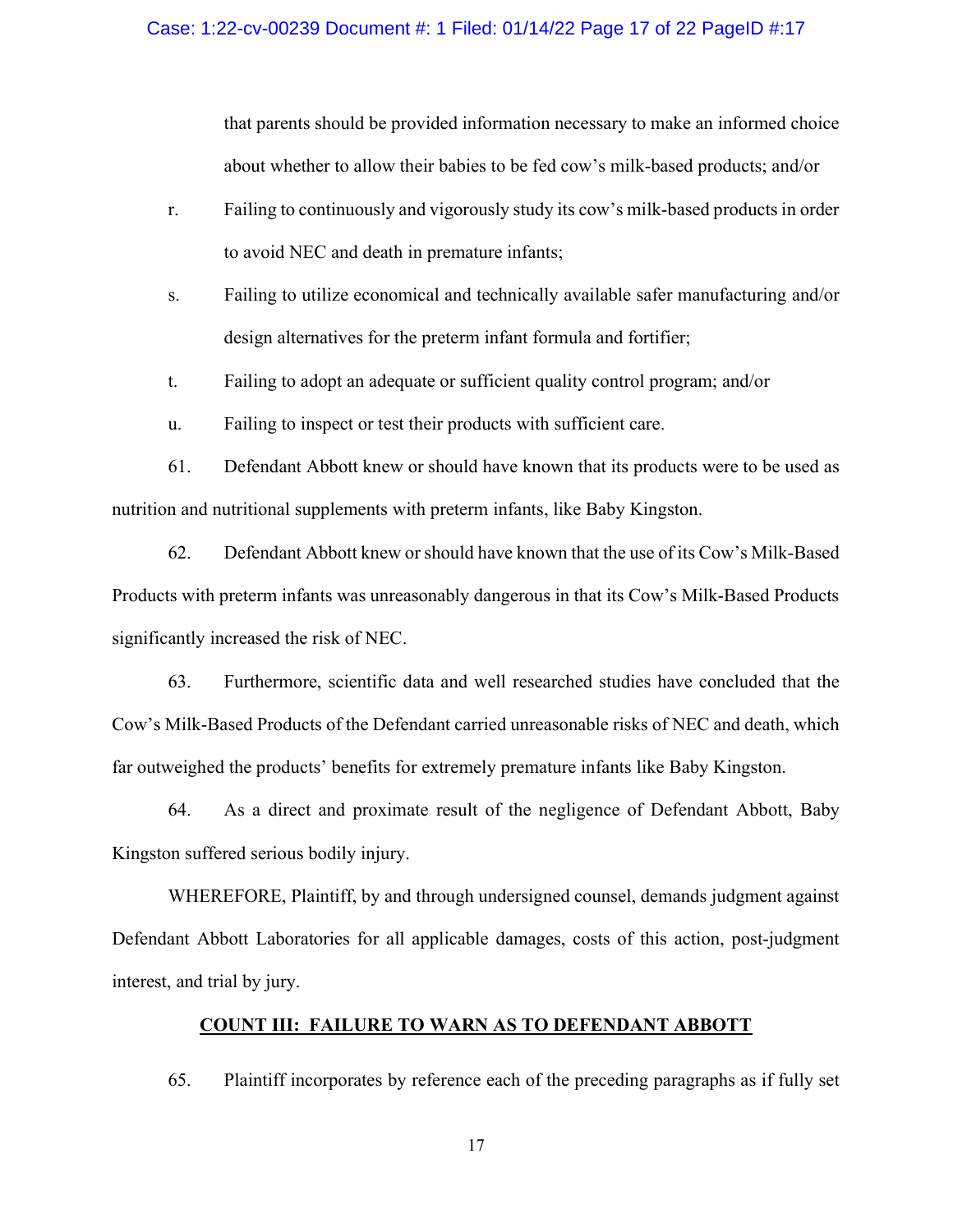that parents should be provided information necessary to make an informed choice about whether to allow their babies to be fed cow's milk-based products; and/or

r. Failing to continuously and vigorously study its cow's milk-based products in order to avoid NEC and death in premature infants;

s. Failing to utilize economical and technically available safer manufacturing and/or design alternatives for the preterm infant formula and fortifier;

t. Failing to adopt an adequate or sufficient quality control program; and/or

u. Failing to inspect or test their products with sufficient care.

61. Defendant Abbott knew or should have known that its products were to be used as nutrition and nutritional supplements with preterm infants, like Baby Kingston.

62. Defendant Abbott knew or should have known that the use of its Cow's Milk-Based Products with preterm infants was unreasonably dangerous in that its Cow's Milk-Based Products significantly increased the risk of NEC.

63. Furthermore, scientific data and well researched studies have concluded that the Cow's Milk-Based Products of the Defendant carried unreasonable risks of NEC and death, which far outweighed the products' benefits for extremely premature infants like Baby Kingston.

64. As a direct and proximate result of the negligence of Defendant Abbott, Baby Kingston suffered serious bodily injury.

WHEREFORE, Plaintiff, by and through undersigned counsel, demands judgment against Defendant Abbott Laboratories for all applicable damages, costs of this action, post-judgment interest, and trial by jury.

## COUNT III: FAILURE TO WARN AS TO DEFENDANT ABBOTT

65. Plaintiff incorporates by reference each of the preceding paragraphs as if fully set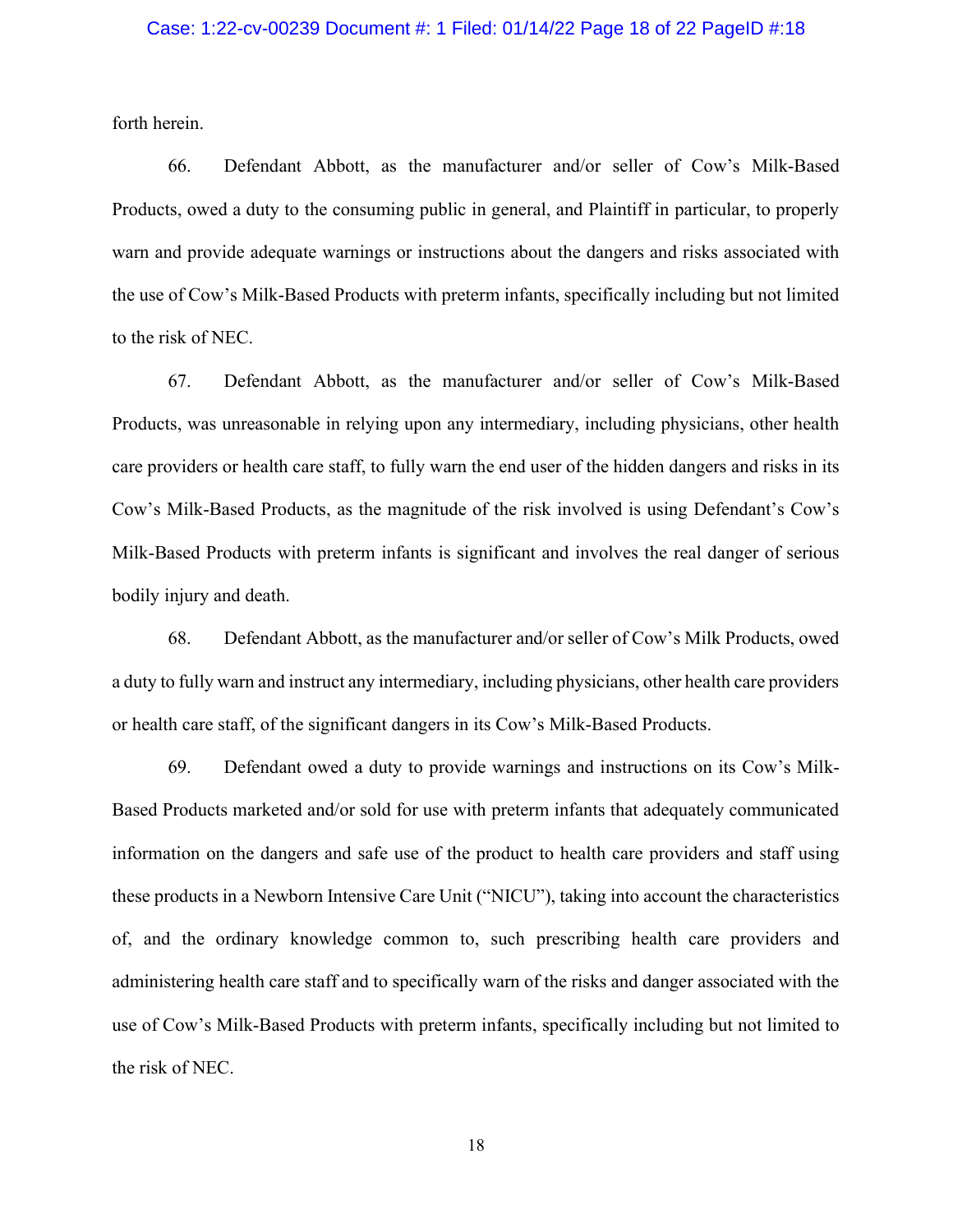forth herein.

66. Defendant Abbott, as the manufacturer and/or seller of Cow's Milk-Based Products, owed a duty to the consuming public in general, and Plaintiff in particular, to properly warn and provide adequate warnings or instructions about the dangers and risks associated with the use of Cow's Milk-Based Products with preterm infants, specifically including but not limited to the risk of NEC.

67. Defendant Abbott, as the manufacturer and/or seller of Cow's Milk-Based Products, was unreasonable in relying upon any intermediary, including physicians, other health care providers or health care staff, to fully warn the end user of the hidden dangers and risks in its Cow's Milk-Based Products, as the magnitude of the risk involved is using Defendant's Cow's Milk-Based Products with preterm infants is significant and involves the real danger of serious bodily injury and death.

68. Defendant Abbott, as the manufacturer and/or seller of Cow's Milk Products, owed a duty to fully warn and instruct any intermediary, including physicians, other health care providers or health care staff, of the significant dangers in its Cow's Milk-Based Products.

69. Defendant owed a duty to provide warnings and instructions on its Cow's Milk-Based Products marketed and/or sold for use with preterm infants that adequately communicated information on the dangers and safe use of the product to health care providers and staff using these products in a Newborn Intensive Care Unit ("NICU"), taking into account the characteristics of, and the ordinary knowledge common to, such prescribing health care providers and administering health care staff and to specifically warn of the risks and danger associated with the use of Cow's Milk-Based Products with preterm infants, specifically including but not limited to the risk of NEC.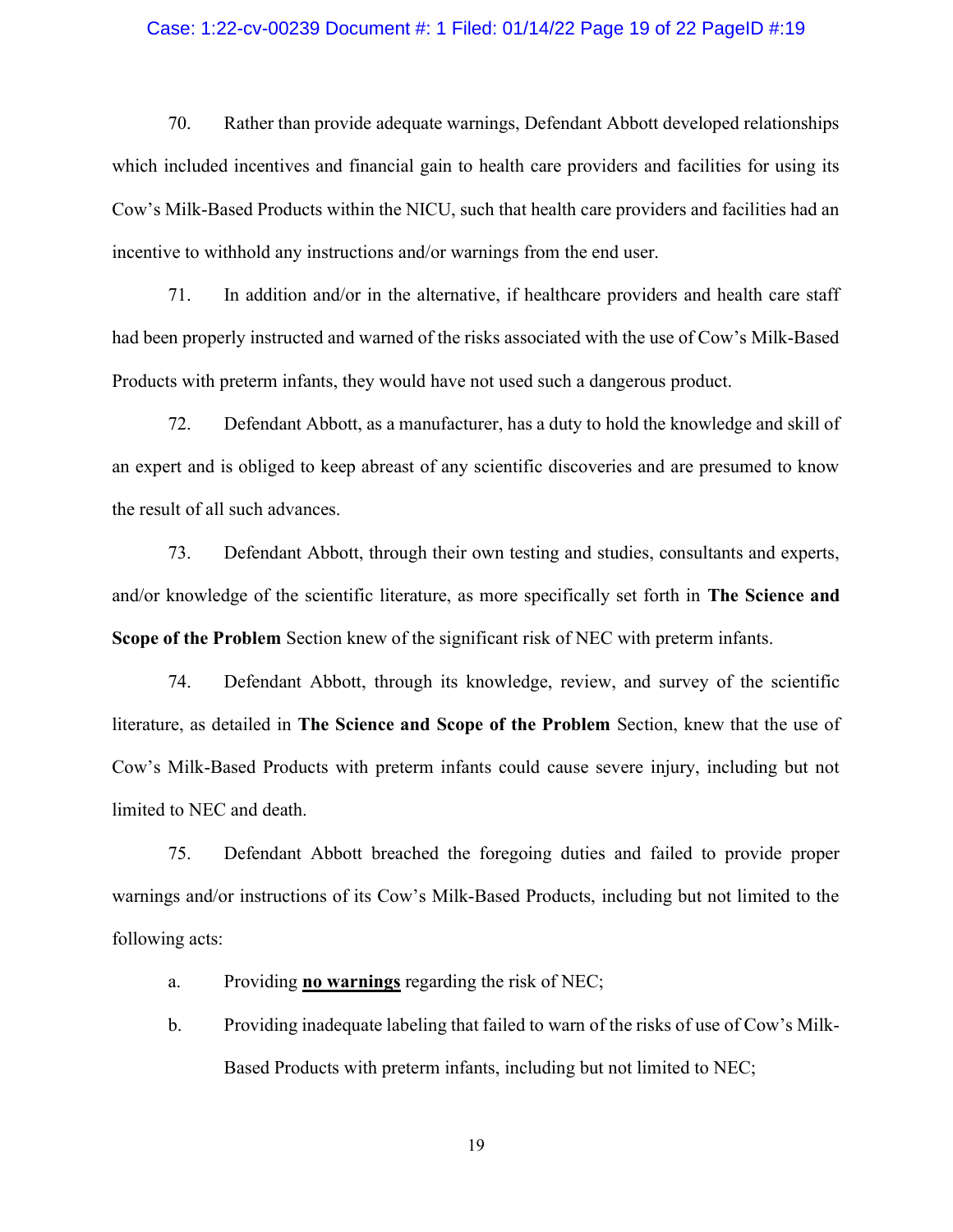70. Rather than provide adequate warnings, Defendant Abbott developed relationships which included incentives and financial gain to health care providers and facilities for using its Cow's Milk-Based Products within the NICU, such that health care providers and facilities had an incentive to withhold any instructions and/or warnings from the end user.

71. In addition and/or in the alternative, if healthcare providers and health care staff had been properly instructed and warned of the risks associated with the use of Cow's Milk-Based Products with preterm infants, they would have not used such a dangerous product.

72. Defendant Abbott, as a manufacturer, has a duty to hold the knowledge and skill of an expert and is obliged to keep abreast of any scientific discoveries and are presumed to know the result of all such advances.

73. Defendant Abbott, through their own testing and studies, consultants and experts, and/or knowledge of the scientific literature, as more specifically set forth in **The Science and Scope of the Problem** Section knew of the significant risk of NEC with preterm infants.

74. Defendant Abbott, through its knowledge, review, and survey of the scientific literature, as detailed in **The Science and Scope of the Problem** Section, knew that the use of Cow's Milk-Based Products with preterm infants could cause severe injury, including but not limited to NEC and death.

75. Defendant Abbott breached the foregoing duties and failed to provide proper warnings and/or instructions of its Cow's Milk-Based Products, including but not limited to the following acts:

a. Providing **no warnings** regarding the risk of NEC;

b. Providing inadequate labeling that failed to warn of the risks of use of Cow's Milk-Based Products with preterm infants, including but not limited to NEC;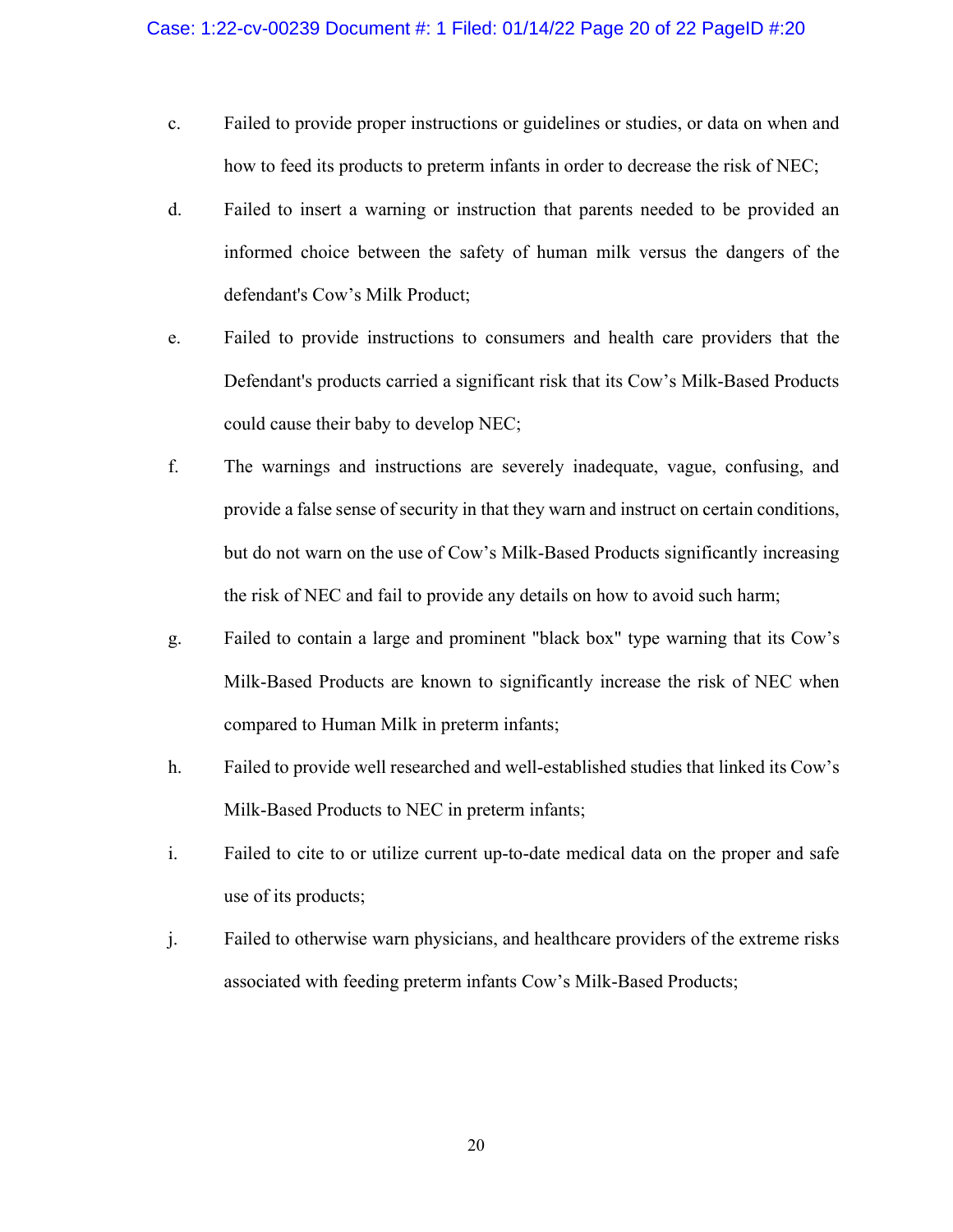c. Failed to provide proper instructions or guidelines or studies, or data on when and how to feed its products to preterm infants in order to decrease the risk of NEC;

d. Failed to insert a warning or instruction that parents needed to be provided an informed choice between the safety of human milk versus the dangers of the defendant's Cow's Milk Product;

e. Failed to provide instructions to consumers and health care providers that the Defendant's products carried a significant risk that its Cow's Milk-Based Products could cause their baby to develop NEC;

f. The warnings and instructions are severely inadequate, vague, confusing, and provide a false sense of security in that they warn and instruct on certain conditions, but do not warn on the use of Cow's Milk-Based Products significantly increasing the risk of NEC and fail to provide any details on how to avoid such harm;

g. Failed to contain a large and prominent "black box" type warning that its Cow's Milk-Based Products are known to significantly increase the risk of NEC when compared to Human Milk in preterm infants;

h. Failed to provide well researched and well-established studies that linked its Cow's Milk-Based Products to NEC in preterm infants;

i. Failed to cite to or utilize current up-to-date medical data on the proper and safe use of its products;

j. Failed to otherwise warn physicians, and healthcare providers of the extreme risks associated with feeding preterm infants Cow's Milk-Based Products;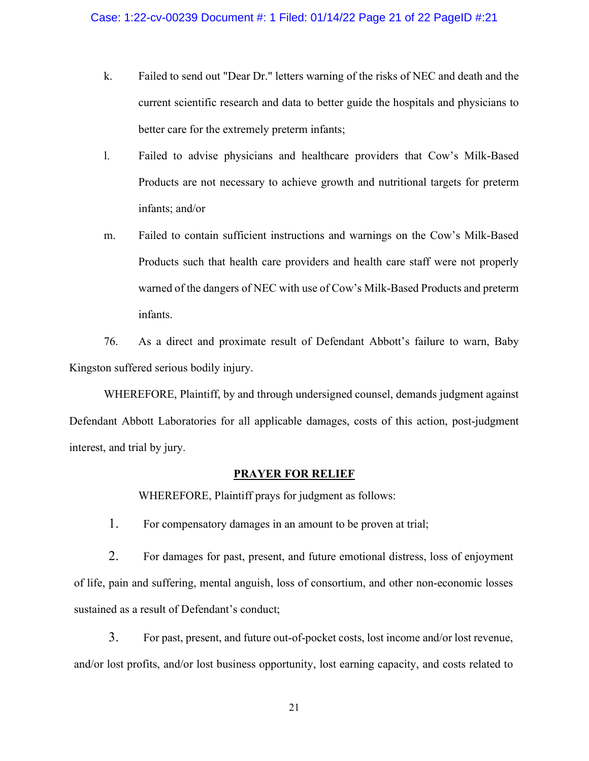k. Failed to send out "Dear Dr." letters warning of the risks of NEC and death and the current scientific research and data to better guide the hospitals and physicians to better care for the extremely preterm infants;

l. Failed to advise physicians and healthcare providers that Cow's Milk-Based Products are not necessary to achieve growth and nutritional targets for preterm infants; and/or

m. Failed to contain sufficient instructions and warnings on the Cow's Milk-Based Products such that health care providers and health care staff were not properly warned of the dangers of NEC with use of Cow's Milk-Based Products and preterm infants.

76. As a direct and proximate result of Defendant Abbott's failure to warn, Baby Kingston suffered serious bodily injury.

WHEREFORE, Plaintiff, by and through undersigned counsel, demands judgment against Defendant Abbott Laboratories for all applicable damages, costs of this action, post-judgment interest, and trial by jury.

## PRAYER FOR RELIEF

WHEREFORE, Plaintiff prays for judgment as follows:

1. For compensatory damages in an amount to be proven at trial;

2. For damages for past, present, and future emotional distress, loss of enjoyment of life, pain and suffering, mental anguish, loss of consortium, and other non-economic losses sustained as a result of Defendant's conduct;

3. For past, present, and future out-of-pocket costs, lost income and/or lost revenue, and/or lost profits, and/or lost business opportunity, lost earning capacity, and costs related to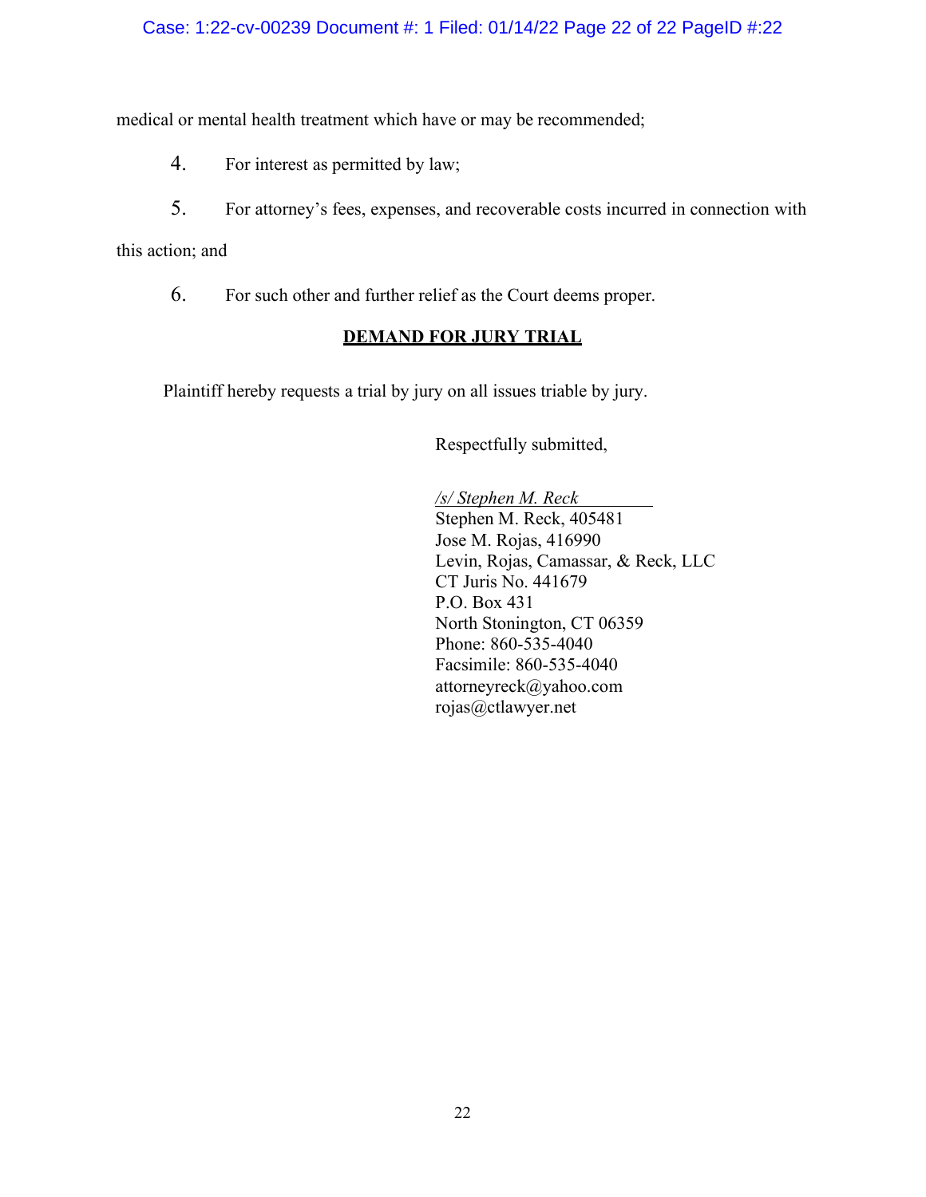medical or mental health treatment which have or may be recommended;

4. For interest as permitted by law;

5. For attorney's fees, expenses, and recoverable costs incurred in connection with this action; and

6. For such other and further relief as the Court deems proper.

**DEMAND FOR JURY TRIAL**

Plaintiff hereby requests a trial by jury on all issues triable by jury.

Respectfully submitted,

*/s/ Stephen M. Reck*
Stephen M. Reck, 405481
Jose M. Rojas, 416990
Levin, Rojas, Camassar, & Reck, LLC
CT Juris No. 441679
P.O. Box 431
North Stonington, CT 06359
Phone: 860-535-4040
Facsimile: 860-535-4040
attorneyreck@yahoo.com
rojas@ctlawyer.net